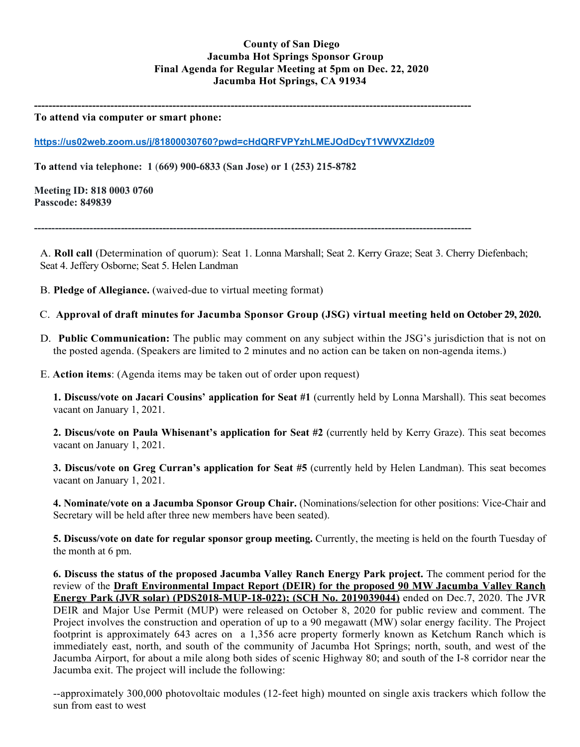**County of San Diego**
**Jacumba Hot Springs Sponsor Group**
**Final Agenda for Regular Meeting at 5pm on Dec. 22, 2020**
**Jacumba Hot Springs, CA 91934**

---

**To attend via computer or smart phone:**

https://us02web.zoom.us/j/81800030760?pwd=cHdQRFVPYzhLMEJOdDcyT1VWVXZIdz09

**To attend via telephone: 1 (669) 900-6833 (San Jose) or 1 (253) 215-8782**

**Meeting ID: 818 0003 0760**
**Passcode: 849839**

---

A. **Roll call** (Determination of quorum): Seat 1. Lonna Marshall; Seat 2. Kerry Graze; Seat 3. Cherry Diefenbach; Seat 4. Jeffery Osborne; Seat 5. Helen Landman

B. **Pledge of Allegiance.** (waived-due to virtual meeting format)

C. **Approval of draft minutes for Jacumba Sponsor Group (JSG) virtual meeting held on October 29, 2020.**

D. **Public Communication:** The public may comment on any subject within the JSG's jurisdiction that is not on the posted agenda. (Speakers are limited to 2 minutes and no action can be taken on non-agenda items.)

E. **Action items**: (Agenda items may be taken out of order upon request)

**1. Discuss/vote on Jacari Cousins' application for Seat #1** (currently held by Lonna Marshall). This seat becomes vacant on January 1, 2021.

**2. Discus/vote on Paula Whisenant's application for Seat #2** (currently held by Kerry Graze). This seat becomes vacant on January 1, 2021.

**3. Discus/vote on Greg Curran's application for Seat #5** (currently held by Helen Landman). This seat becomes vacant on January 1, 2021.

**4. Nominate/vote on a Jacumba Sponsor Group Chair.** (Nominations/selection for other positions: Vice-Chair and Secretary will be held after three new members have been seated).

**5. Discuss/vote on date for regular sponsor group meeting.** Currently, the meeting is held on the fourth Tuesday of the month at 6 pm.

**6. Discuss the status of the proposed Jacumba Valley Ranch Energy Park project.** The comment period for the review of the **Draft Environmental Impact Report (DEIR) for the proposed 90 MW Jacumba Valley Ranch Energy Park (JVR solar) (PDS2018-MUP-18-022); (SCH No. 2019039044)** ended on Dec.7, 2020. The JVR DEIR and Major Use Permit (MUP) were released on October 8, 2020 for public review and comment. The Project involves the construction and operation of up to a 90 megawatt (MW) solar energy facility. The Project footprint is approximately 643 acres on a 1,356 acre property formerly known as Ketchum Ranch which is immediately east, north, and south of the community of Jacumba Hot Springs; north, south, and west of the Jacumba Airport, for about a mile along both sides of scenic Highway 80; and south of the I-8 corridor near the Jacumba exit. The project will include the following:

--approximately 300,000 photovoltaic modules (12-feet high) mounted on single axis trackers which follow the sun from east to west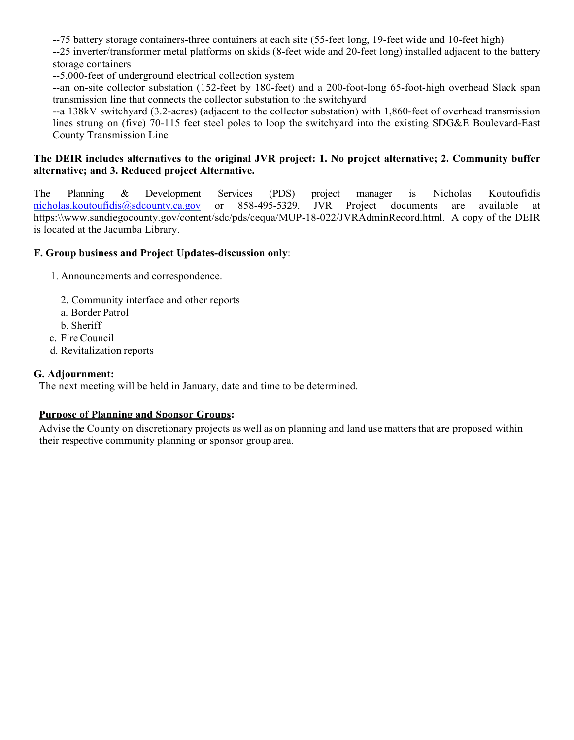--75 battery storage containers-three containers at each site (55-feet long, 19-feet wide and 10-feet high)
--25 inverter/transformer metal platforms on skids (8-feet wide and 20-feet long) installed adjacent to the battery storage containers
--5,000-feet of underground electrical collection system
--an on-site collector substation (152-feet by 180-feet) and a 200-foot-long 65-foot-high overhead Slack span transmission line that connects the collector substation to the switchyard
--a 138kV switchyard (3.2-acres) (adjacent to the collector substation) with 1,860-feet of overhead transmission lines strung on (five) 70-115 feet steel poles to loop the switchyard into the existing SDG&E Boulevard-East County Transmission Line

**The DEIR includes alternatives to the original JVR project: 1. No project alternative; 2. Community buffer alternative; and 3. Reduced project Alternative.**

The Planning & Development Services (PDS) project manager is Nicholas Koutoufidis nicholas.koutoufidis@sdcounty.ca.gov or 858-495-5329. JVR Project documents are available at https:\\www.sandiegocounty.gov/content/sdc/pds/cequa/MUP-18-022/JVRAdminRecord.html. A copy of the DEIR is located at the Jacumba Library.

**F. Group business and Project Updates-discussion only**:

1. Announcements and correspondence.
2. Community interface and other reports
   a. Border Patrol
   b. Sheriff
   c. Fire Council
   d. Revitalization reports

**G. Adjournment:**
The next meeting will be held in January, date and time to be determined.

**Purpose of Planning and Sponsor Groups:**
Advise the County on discretionary projects as well as on planning and land use matters that are proposed within their respective community planning or sponsor group area.